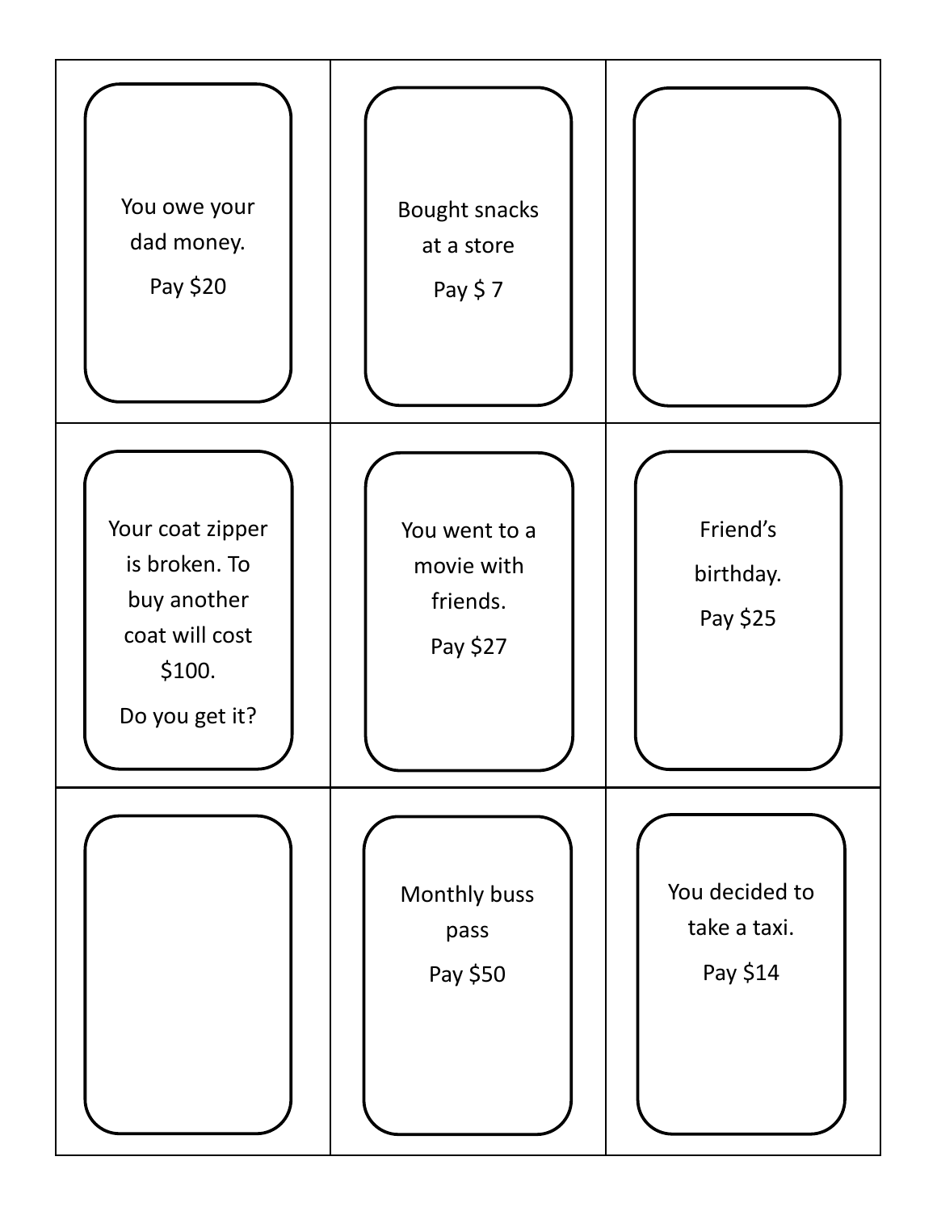| | | |
|---|---|---|
| You owe your dad money.<br>Pay $20 | Bought snacks at a store<br>Pay $ 7 | |
| Your coat zipper is broken. To buy another coat will cost $100.<br>Do you get it? | You went to a movie with friends.<br>Pay $27 | Friend's birthday.<br>Pay $25 |
| | Monthly buss pass<br>Pay $50 | You decided to take a taxi.<br>Pay $14 |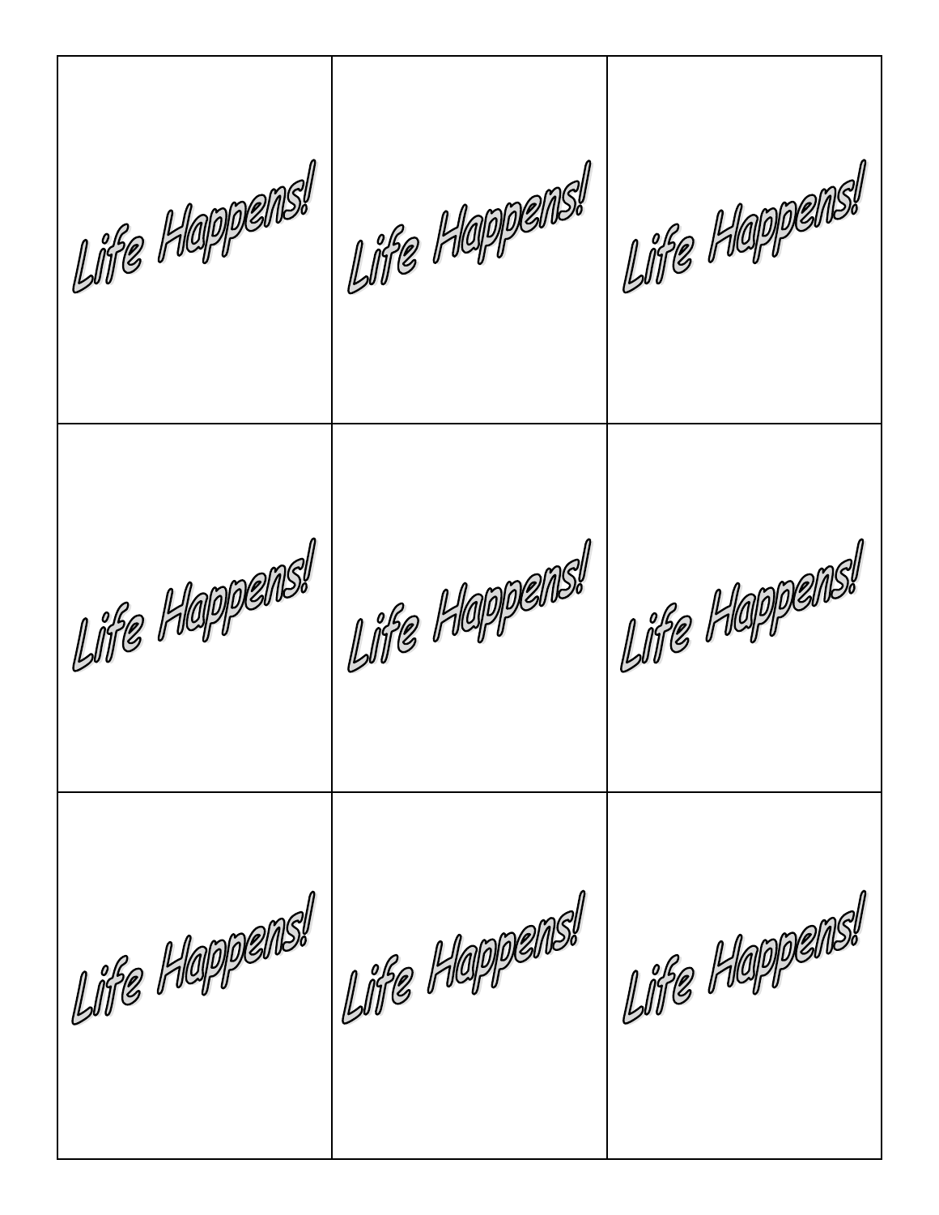| | | |
|---|---|---|
| Life Happens! | Life Happens! | Life Happens! |
| Life Happens! | Life Happens! | Life Happens! |
| Life Happens! | Life Happens! | Life Happens! |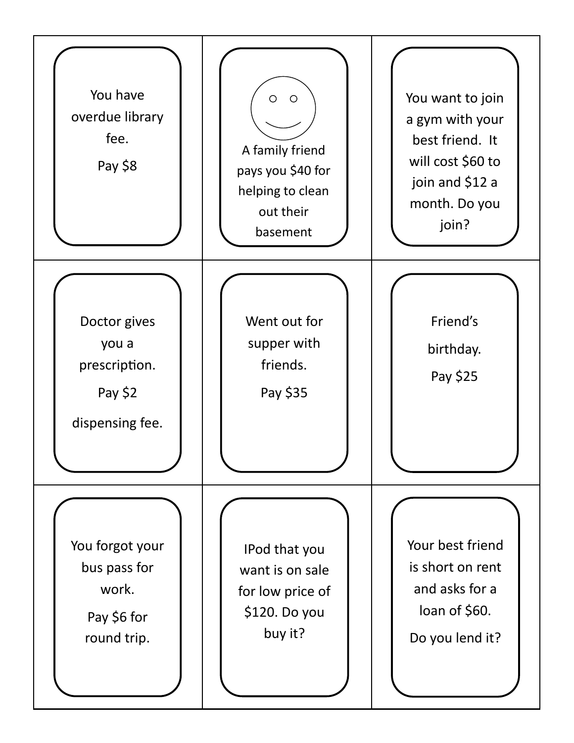| | | |
|---|---|---|
| You have overdue library fee.<br><br>Pay $8 | A family friend pays you $40 for helping to clean out their basement | You want to join a gym with your best friend. It will cost $60 to join and $12 a month. Do you join? |
| Doctor gives you a prescription.<br><br>Pay $2<br><br>dispensing fee. | Went out for supper with friends.<br><br>Pay $35 | Friend's<br><br>birthday.<br><br>Pay $25 |
| You forgot your bus pass for work.<br><br>Pay $6 for round trip. | IPod that you want is on sale for low price of $120. Do you buy it? | Your best friend is short on rent and asks for a loan of $60.<br><br>Do you lend it? |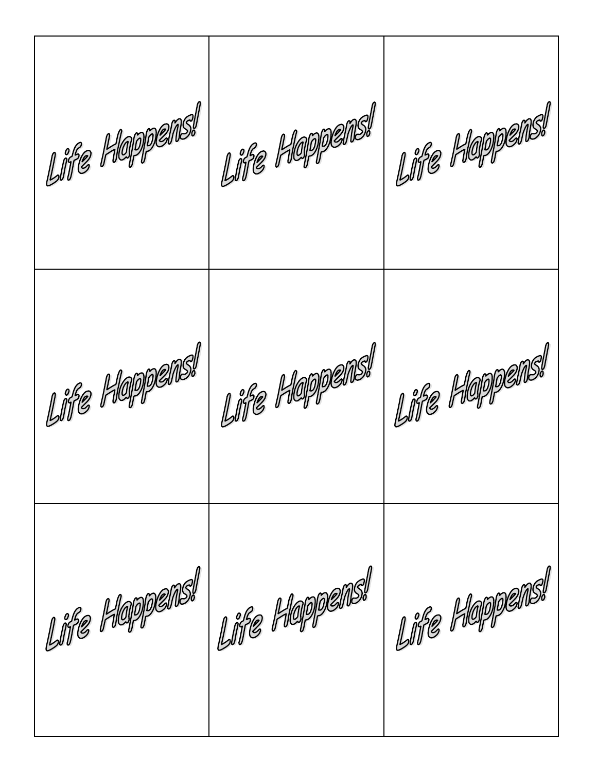| | | |
|---|---|---|
| Life Happens! | Life Happens! | Life Happens! |
| Life Happens! | Life Happens! | Life Happens! |
| Life Happens! | Life Happens! | Life Happens! |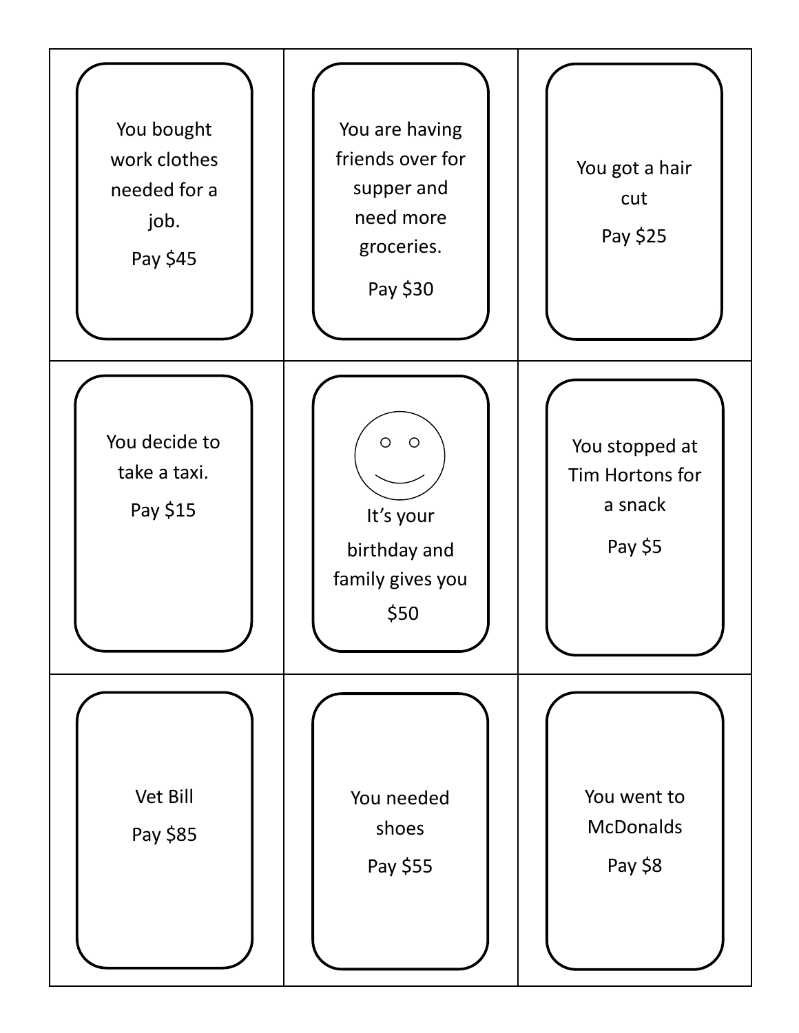| | | |
|---|---|---|
| You bought work clothes needed for a job. Pay $45 | You are having friends over for supper and need more groceries. Pay $30 | You got a hair cut Pay $25 |
| You decide to take a taxi. Pay $15 | It's your birthday and family gives you $50 | You stopped at Tim Hortons for a snack Pay $5 |
| Vet Bill Pay $85 | You needed shoes Pay $55 | You went to McDonalds Pay $8 |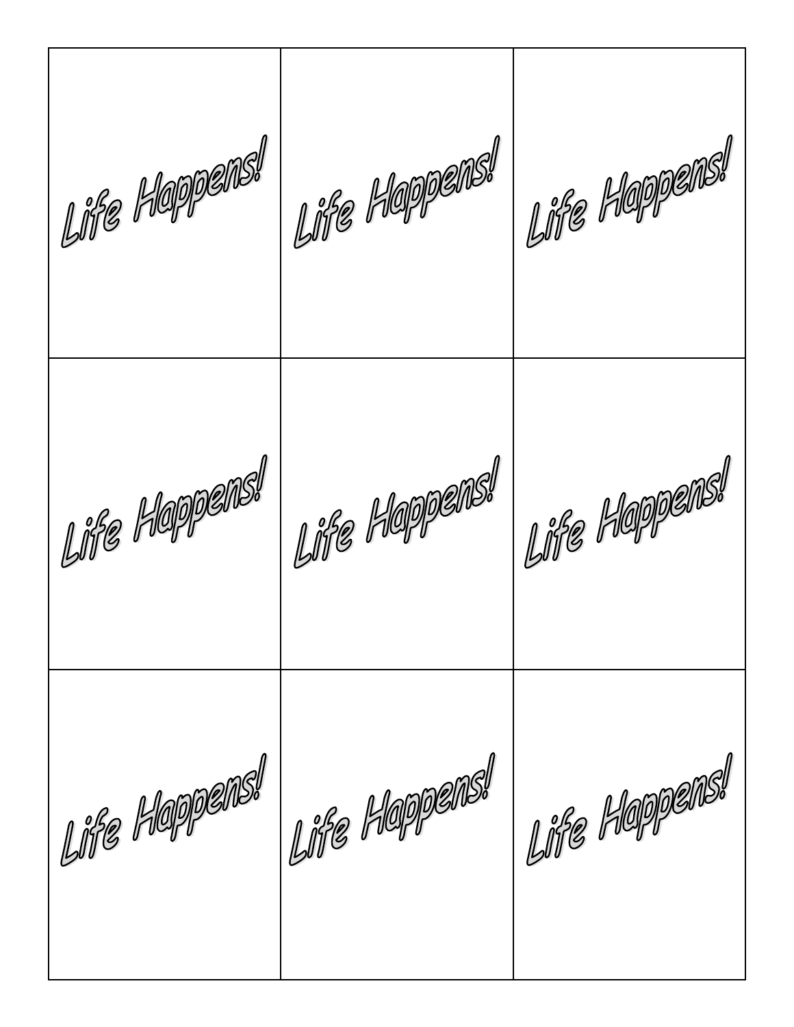| | | |
|---|---|---|
| Life Happens! | Life Happens! | Life Happens! |
| Life Happens! | Life Happens! | Life Happens! |
| Life Happens! | Life Happens! | Life Happens! |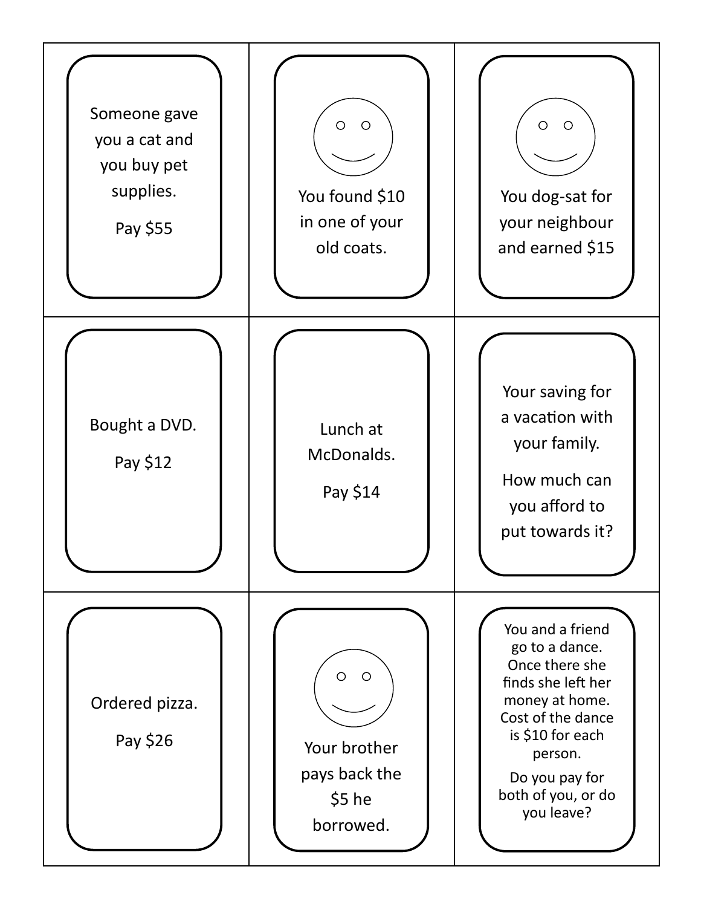| | | |
|---|---|---|
| Someone gave you a cat and you buy pet supplies.<br><br>Pay $55 | You found $10 in one of your old coats. | You dog-sat for your neighbour and earned $15 |
| Bought a DVD.<br><br>Pay $12 | Lunch at McDonalds.<br><br>Pay $14 | Your saving for a vacation with your family.<br><br>How much can you afford to put towards it? |
| Ordered pizza.<br><br>Pay $26 | Your brother pays back the $5 he borrowed. | You and a friend go to a dance. Once there she finds she left her money at home. Cost of the dance is $10 for each person.<br><br>Do you pay for both of you, or do you leave? |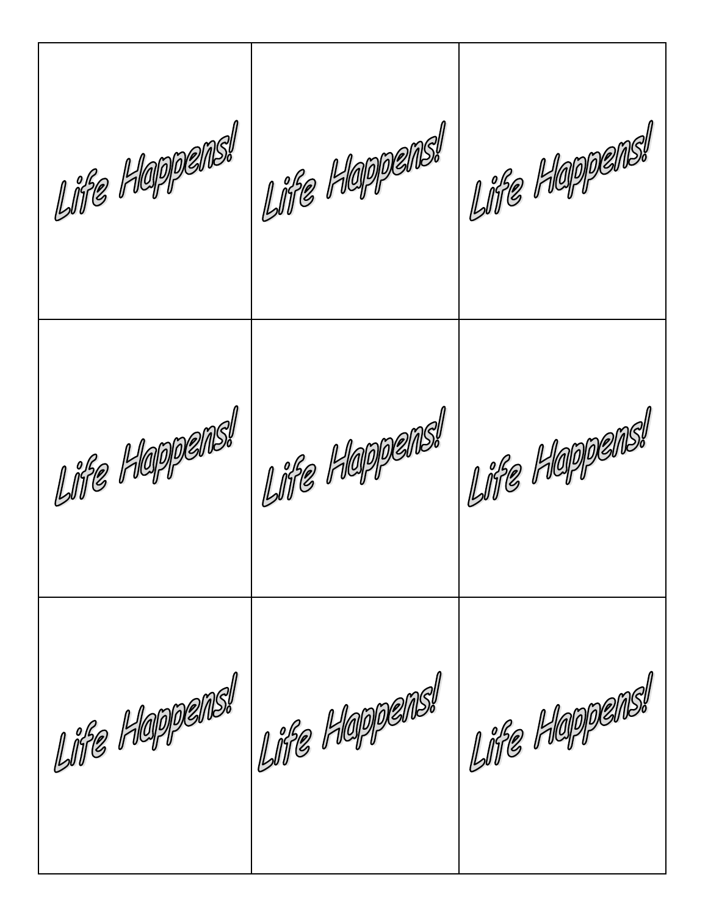| | | |
|---|---|---|
| Life Happens! | Life Happens! | Life Happens! |
| Life Happens! | Life Happens! | Life Happens! |
| Life Happens! | Life Happens! | Life Happens! |